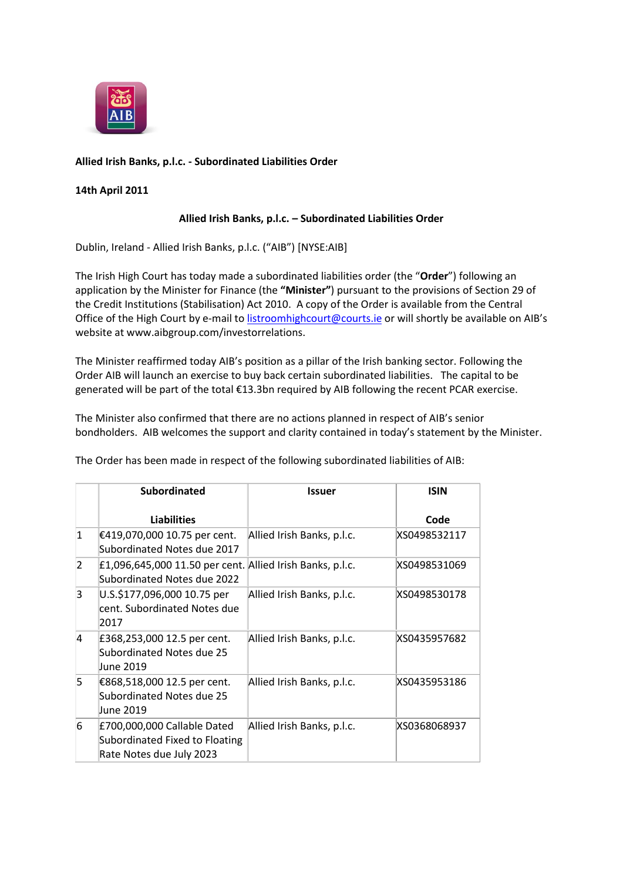**Allied Irish Banks, p.l.c. - Subordinated Liabilities Order**

**14th April 2011**

**Allied Irish Banks, p.l.c. – Subordinated Liabilities Order**

Dublin, Ireland - Allied Irish Banks, p.l.c. ("AIB") [NYSE:AIB]

The Irish High Court has today made a subordinated liabilities order (the "**Order**") following an application by the Minister for Finance (the **"Minister"**) pursuant to the provisions of Section 29 of the Credit Institutions (Stabilisation) Act 2010. A copy of the Order is available from the Central Office of the High Court by e-mail to listroomhighcourt@courts.ie or will shortly be available on AIB's website at www.aibgroup.com/investorrelations.

The Minister reaffirmed today AIB's position as a pillar of the Irish banking sector. Following the Order AIB will launch an exercise to buy back certain subordinated liabilities. The capital to be generated will be part of the total €13.3bn required by AIB following the recent PCAR exercise.

The Minister also confirmed that there are no actions planned in respect of AIB's senior bondholders. AIB welcomes the support and clarity contained in today's statement by the Minister.

The Order has been made in respect of the following subordinated liabilities of AIB:

| | **Subordinated Liabilities** | **Issuer** | **ISIN Code** |
|---|---|---|---|
| 1 | €419,070,000 10.75 per cent. Subordinated Notes due 2017 | Allied Irish Banks, p.l.c. | XS0498532117 |
| 2 | £1,096,645,000 11.50 per cent. Subordinated Notes due 2022 | Allied Irish Banks, p.l.c. | XS0498531069 |
| 3 | U.S.$177,096,000 10.75 per cent. Subordinated Notes due 2017 | Allied Irish Banks, p.l.c. | XS0498530178 |
| 4 | £368,253,000 12.5 per cent. Subordinated Notes due 25 June 2019 | Allied Irish Banks, p.l.c. | XS0435957682 |
| 5 | €868,518,000 12.5 per cent. Subordinated Notes due 25 June 2019 | Allied Irish Banks, p.l.c. | XS0435953186 |
| 6 | £700,000,000 Callable Dated Subordinated Fixed to Floating Rate Notes due July 2023 | Allied Irish Banks, p.l.c. | XS0368068937 |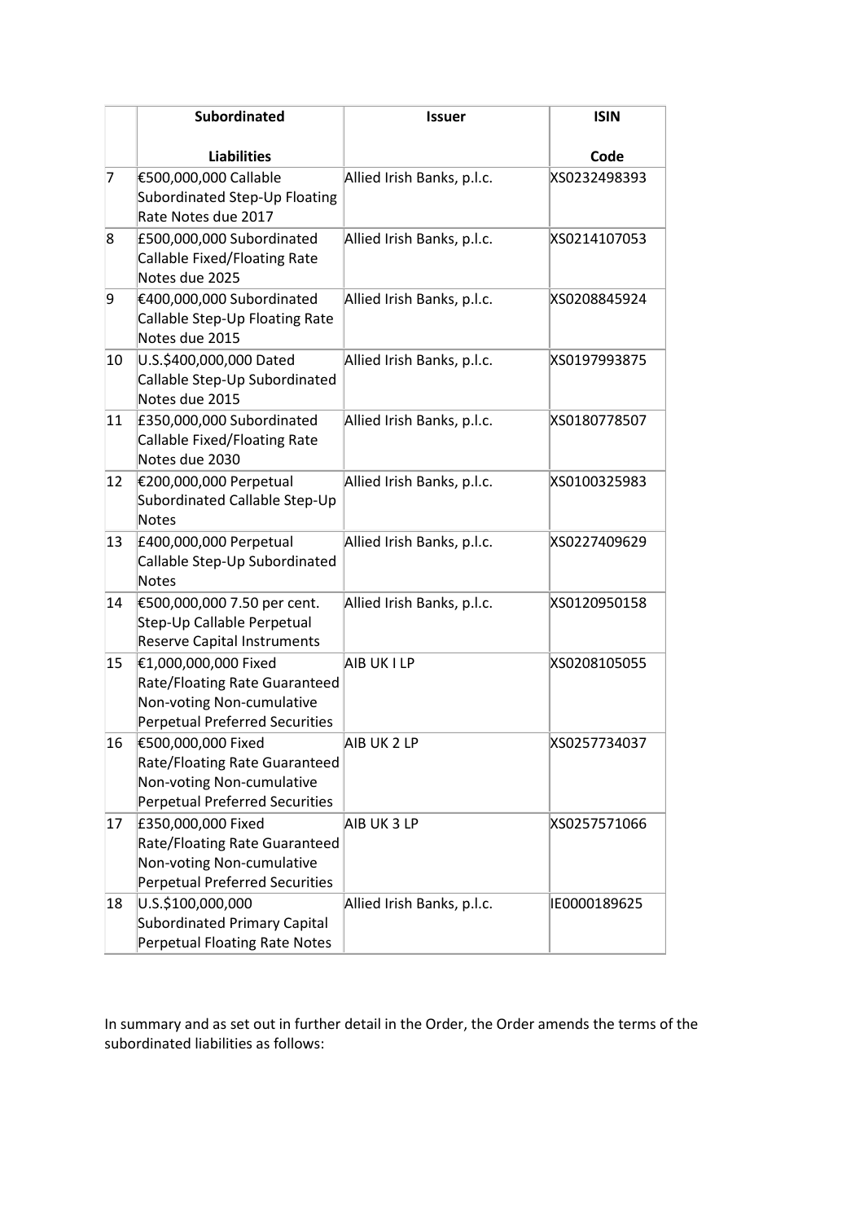| | Subordinated Liabilities | Issuer | ISIN Code |
|---|---|---|---|
| 7 | €500,000,000 Callable Subordinated Step-Up Floating Rate Notes due 2017 | Allied Irish Banks, p.l.c. | XS0232498393 |
| 8 | £500,000,000 Subordinated Callable Fixed/Floating Rate Notes due 2025 | Allied Irish Banks, p.l.c. | XS0214107053 |
| 9 | €400,000,000 Subordinated Callable Step-Up Floating Rate Notes due 2015 | Allied Irish Banks, p.l.c. | XS0208845924 |
| 10 | U.S.$400,000,000 Dated Callable Step-Up Subordinated Notes due 2015 | Allied Irish Banks, p.l.c. | XS0197993875 |
| 11 | £350,000,000 Subordinated Callable Fixed/Floating Rate Notes due 2030 | Allied Irish Banks, p.l.c. | XS0180778507 |
| 12 | €200,000,000 Perpetual Subordinated Callable Step-Up Notes | Allied Irish Banks, p.l.c. | XS0100325983 |
| 13 | £400,000,000 Perpetual Callable Step-Up Subordinated Notes | Allied Irish Banks, p.l.c. | XS0227409629 |
| 14 | €500,000,000 7.50 per cent. Step-Up Callable Perpetual Reserve Capital Instruments | Allied Irish Banks, p.l.c. | XS0120950158 |
| 15 | €1,000,000,000 Fixed Rate/Floating Rate Guaranteed Non-voting Non-cumulative Perpetual Preferred Securities | AIB UK I LP | XS0208105055 |
| 16 | €500,000,000 Fixed Rate/Floating Rate Guaranteed Non-voting Non-cumulative Perpetual Preferred Securities | AIB UK 2 LP | XS0257734037 |
| 17 | £350,000,000 Fixed Rate/Floating Rate Guaranteed Non-voting Non-cumulative Perpetual Preferred Securities | AIB UK 3 LP | XS0257571066 |
| 18 | U.S.$100,000,000 Subordinated Primary Capital Perpetual Floating Rate Notes | Allied Irish Banks, p.l.c. | IE0000189625 |

In summary and as set out in further detail in the Order, the Order amends the terms of the subordinated liabilities as follows: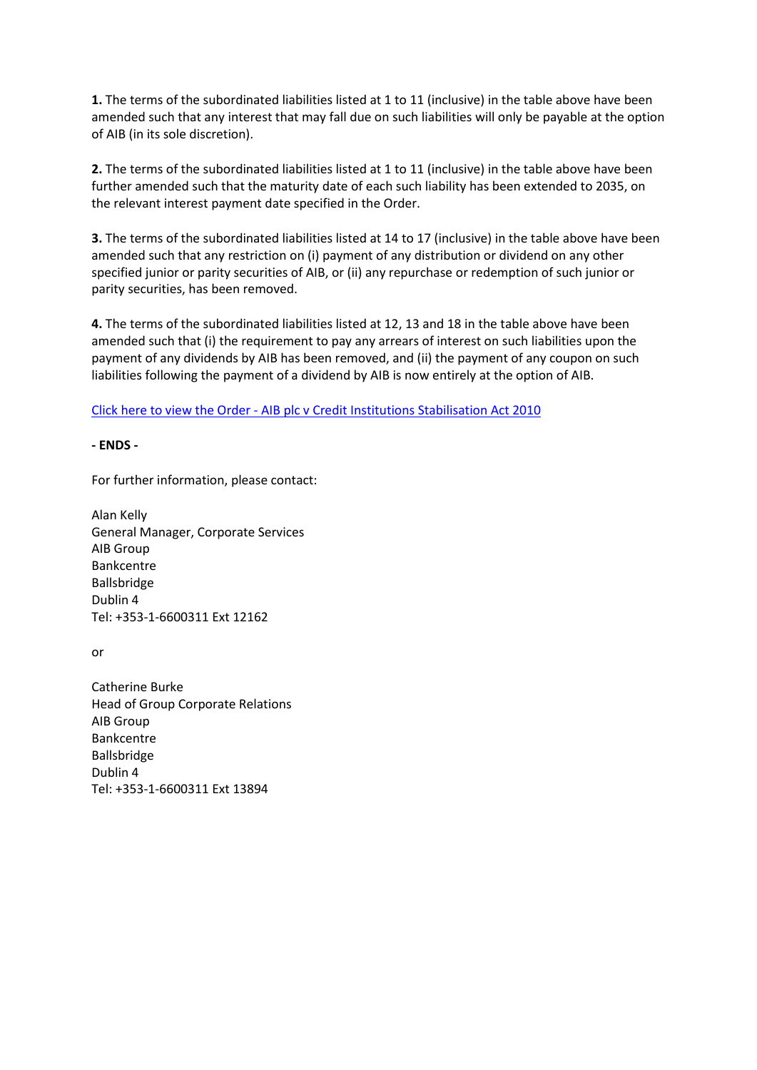**1.** The terms of the subordinated liabilities listed at 1 to 11 (inclusive) in the table above have been amended such that any interest that may fall due on such liabilities will only be payable at the option of AIB (in its sole discretion).

**2.** The terms of the subordinated liabilities listed at 1 to 11 (inclusive) in the table above have been further amended such that the maturity date of each such liability has been extended to 2035, on the relevant interest payment date specified in the Order.

**3.** The terms of the subordinated liabilities listed at 14 to 17 (inclusive) in the table above have been amended such that any restriction on (i) payment of any distribution or dividend on any other specified junior or parity securities of AIB, or (ii) any repurchase or redemption of such junior or parity securities, has been removed.

**4.** The terms of the subordinated liabilities listed at 12, 13 and 18 in the table above have been amended such that (i) the requirement to pay any arrears of interest on such liabilities upon the payment of any dividends by AIB has been removed, and (ii) the payment of any coupon on such liabilities following the payment of a dividend by AIB is now entirely at the option of AIB.

Click here to view the Order - AIB plc v Credit Institutions Stabilisation Act 2010

**- ENDS -**

For further information, please contact:

Alan Kelly
General Manager, Corporate Services
AIB Group
Bankcentre
Ballsbridge
Dublin 4
Tel: +353-1-6600311 Ext 12162

or

Catherine Burke
Head of Group Corporate Relations
AIB Group
Bankcentre
Ballsbridge
Dublin 4
Tel: +353-1-6600311 Ext 13894